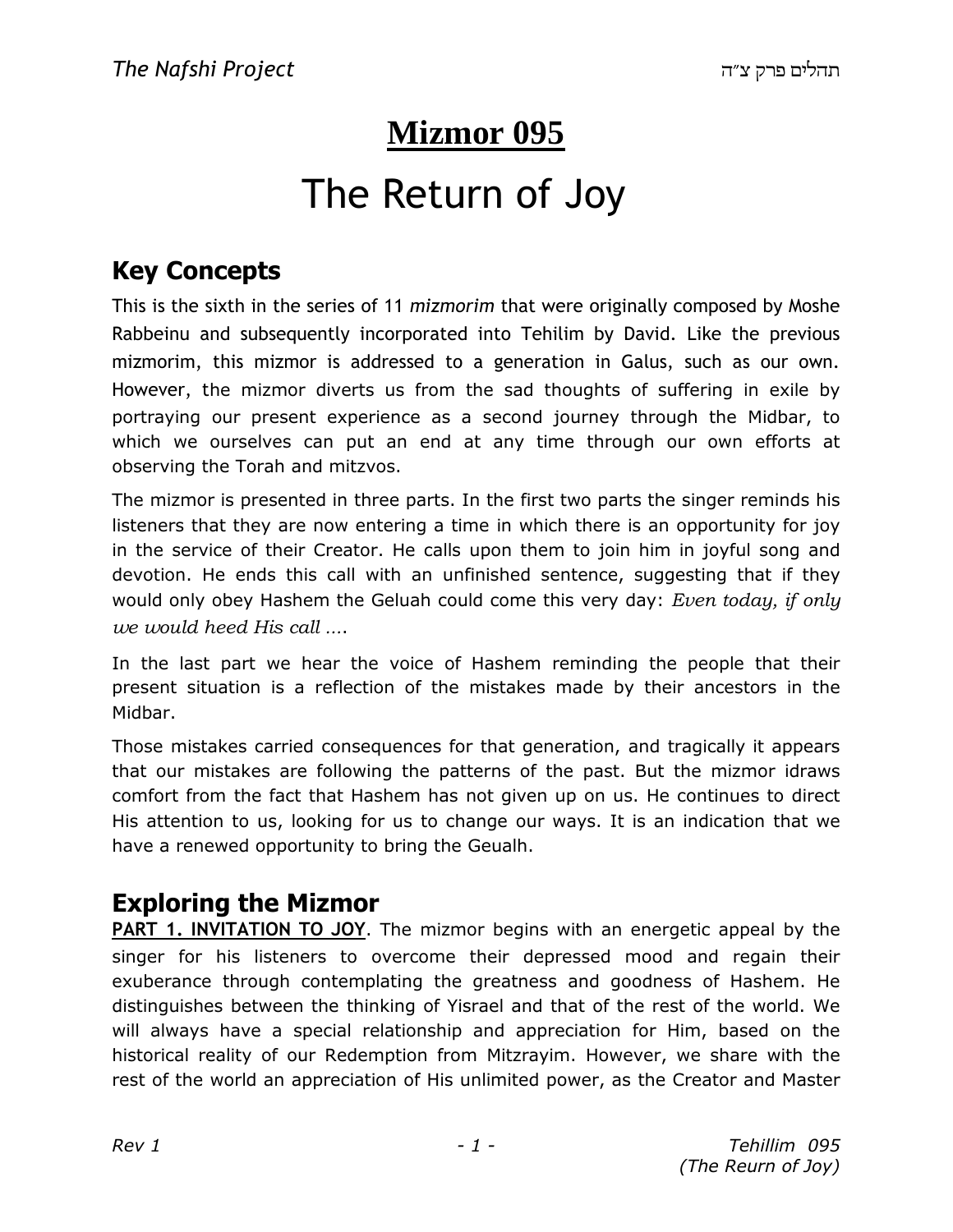# Mizmor 095

# The Return of Joy

## Key Concepts

This is the sixth in the series of 11 *mizmorim* that were originally composed by Moshe Rabbeinu and subsequently incorporated into Tehilim by David. Like the previous mizmorim, this mizmor is addressed to a generation in Galus, such as our own. However, the mizmor diverts us from the sad thoughts of suffering in exile by portraying our present experience as a second journey through the Midbar, to which we ourselves can put an end at any time through our own efforts at observing the Torah and mitzvos.

The mizmor is presented in three parts. In the first two parts the singer reminds his listeners that they are now entering a time in which there is an opportunity for joy in the service of their Creator. He calls upon them to join him in joyful song and devotion. He ends this call with an unfinished sentence, suggesting that if they would only obey Hashem the Geluah could come this very day: *Even today, if only we would heed His call ….*

In the last part we hear the voice of Hashem reminding the people that their present situation is a reflection of the mistakes made by their ancestors in the Midbar.

Those mistakes carried consequences for that generation, and tragically it appears that our mistakes are following the patterns of the past. But the mizmor idraws comfort from the fact that Hashem has not given up on us. He continues to direct His attention to us, looking for us to change our ways. It is an indication that we have a renewed opportunity to bring the Geualh.

## Exploring the Mizmor

**PART 1. INVITATION TO JOY**. The mizmor begins with an energetic appeal by the singer for his listeners to overcome their depressed mood and regain their exuberance through contemplating the greatness and goodness of Hashem. He distinguishes between the thinking of Yisrael and that of the rest of the world. We will always have a special relationship and appreciation for Him, based on the historical reality of our Redemption from Mitzrayim. However, we share with the rest of the world an appreciation of His unlimited power, as the Creator and Master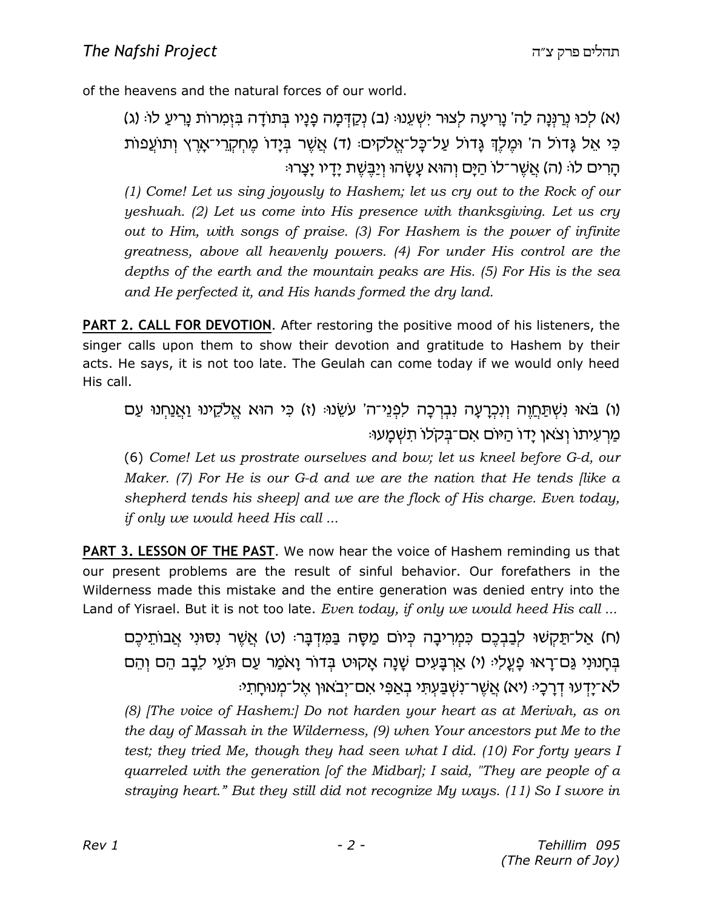of the heavens and the natural forces of our world.

(א) לְכוּ נְרַנְּנָה לַה' נָרִיעָה לְצוּר יִשְׁעֵנוּ׃ (ב) נְקַדְּמָה פָנָיו בְּתוֹדָה בִּזְמִרוֹת נָרִיעַ לוֹ׃ (ג) כִּי אֵל גָּדוֹל ה' וּמֶלֶךְ גָּדוֹל עַל־כָּל־אֱלֹקִים׃ (ד) אֲשֶׁר בְּיָדוֹ מֶחְקְרֵי־אָרֶץ וְתוֹעֲפוֹת הָרִים לוֹ׃ (ה) אֲשֶׁר־לוֹ הַיָּם וְהוּא עָשָׂהוּ וְיַבֶּשֶׁת יָדָיו יָצָרוּ׃

*(1) Come! Let us sing joyously to Hashem; let us cry out to the Rock of our yeshuah. (2) Let us come into His presence with thanksgiving. Let us cry out to Him, with songs of praise. (3) For Hashem is the power of infinite greatness, above all heavenly powers. (4) For under His control are the depths of the earth and the mountain peaks are His. (5) For His is the sea and He perfected it, and His hands formed the dry land.*

**PART 2. CALL FOR DEVOTION**. After restoring the positive mood of his listeners, the singer calls upon them to show their devotion and gratitude to Hashem by their acts. He says, it is not too late. The Geulah can come today if we would only heed His call.

(ו) בֹּאוּ נִשְׁתַּחֲוֶה וְנִכְרָעָה נִבְרְכָה לִפְנֵי־ה' עֹשֵׂנוּ׃ (ז) כִּי הוּא אֱלֹקֵינוּ וַאֲנַחְנוּ עַם מַרְעִיתוֹ וְצֹאן יָדוֹ הַיּוֹם אִם־בְּקֹלוֹ תִשְׁמָעוּ׃

(6) *Come! Let us prostrate ourselves and bow; let us kneel before G-d, our Maker. (7) For He is our G-d and we are the nation that He tends [like a shepherd tends his sheep] and we are the flock of His charge. Even today, if only we would heed His call ...*

**PART 3. LESSON OF THE PAST**. We now hear the voice of Hashem reminding us that our present problems are the result of sinful behavior. Our forefathers in the Wilderness made this mistake and the entire generation was denied entry into the Land of Yisrael. But it is not too late. *Even today, if only we would heed His call ...*

(ח) אַל־תַּקְשׁוּ לְבַבְכֶם כִּמְרִיבָה כְּיוֹם מַסָּה בַּמִּדְבָּר׃ (ט) אֲשֶׁר נִסּוּנִי אֲבוֹתֵיכֶם בְּחָנוּנִי גַּם־רָאוּ פָעֳלִי׃ (י) אַרְבָּעִים שָׁנָה אָקוּט בְּדוֹר וָאֹמַר עַם תֹּעֵי לֵבָב הֵם וְהֵם לֹא־יָדְעוּ דְרָכָי׃ (יא) אֲשֶׁר־נִשְׁבַּעְתִּי בְאַפִּי אִם־יְבֹאוּן אֶל־מְנוּחָתִי׃

*(8) [The voice of Hashem:] Do not harden your heart as at Merivah, as on the day of Massah in the Wilderness, (9) when Your ancestors put Me to the test; they tried Me, though they had seen what I did. (10) For forty years I quarreled with the generation [of the Midbar]; I said, "They are people of a straying heart." But they still did not recognize My ways. (11) So I swore in*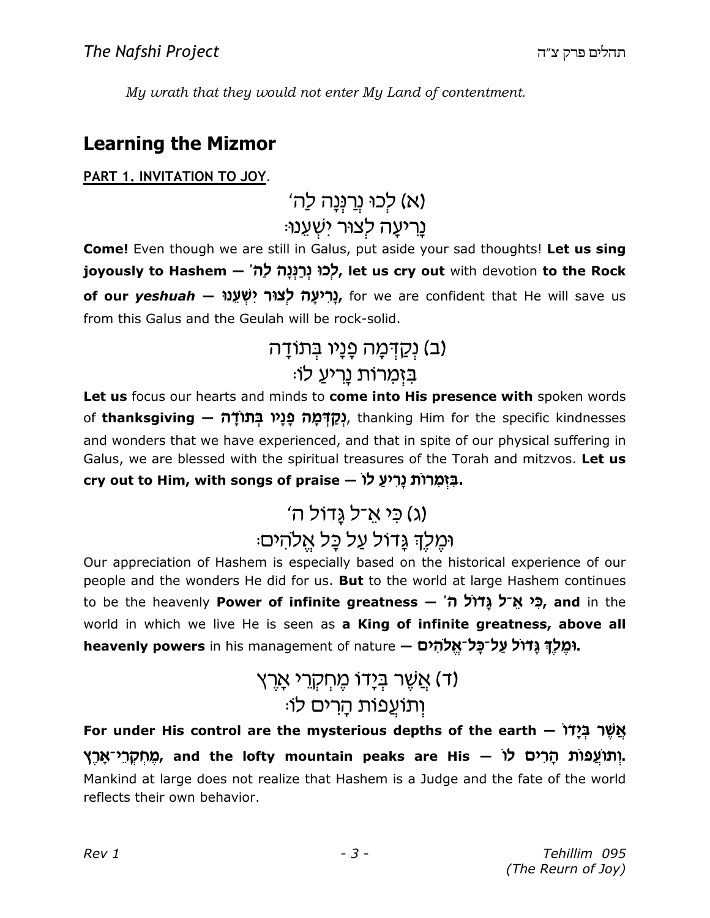*My wrath that they would not enter My Land of contentment.*

## Learning the Mizmor

**PART 1. INVITATION TO JOY**.

(א) לְכוּ נְרַנְּנָה לַה׳
נָרִיעָה לְצוּר יִשְׁעֵנוּ׃

**Come!** Even though we are still in Galus, put aside your sad thoughts! **Let us sing joyously to Hashem — לְכוּ נְרַנְּנָה לַה׳, let us cry out** with devotion **to the Rock of our *yeshuah* — נָרִיעָה לְצוּר יִשְׁעֵנוּ**, for we are confident that He will save us from this Galus and the Geulah will be rock-solid.

(ב) נְקַדְּמָה פָנָיו בְּתוֹדָה
בִּזְמִרוֹת נָרִיעַ לוֹ׃

**Let us** focus our hearts and minds to **come into His presence with** spoken words of **thanksgiving — נְקַדְּמָה פָנָיו בְּתוֹדָה**, thanking Him for the specific kindnesses and wonders that we have experienced, and that in spite of our physical suffering in Galus, we are blessed with the spiritual treasures of the Torah and mitzvos. **Let us cry out to Him, with songs of praise — בִּזְמִרוֹת נָרִיעַ לוֹ.**

(ג) כִּי אֵ־ל גָּדוֹל ה׳
וּמֶלֶךְ גָּדוֹל עַל כָּל אֱלֹהִים׃

Our appreciation of Hashem is especially based on the historical experience of our people and the wonders He did for us. **But** to the world at large Hashem continues to be the heavenly **Power of infinite greatness — כִּי אֵ־ל גָּדוֹל ה׳, and** in the world in which we live He is seen as **a King of infinite greatness, above all heavenly powers** in his management of nature **— וּמֶלֶךְ גָּדוֹל עַל־כָּל־אֱלֹהִים.**

(ד) אֲשֶׁר בְּיָדוֹ מֶחְקְרֵי אָרֶץ
וְתוֹעֲפוֹת הָרִים לוֹ׃

**For under His control are the mysterious depths of the earth — אֲשֶׁר בְּיָדוֹ מֶחְקְרֵי־אָרֶץ, and the lofty mountain peaks are His — וְתוֹעֲפוֹת הָרִים לוֹ.**
Mankind at large does not realize that Hashem is a Judge and the fate of the world reflects their own behavior.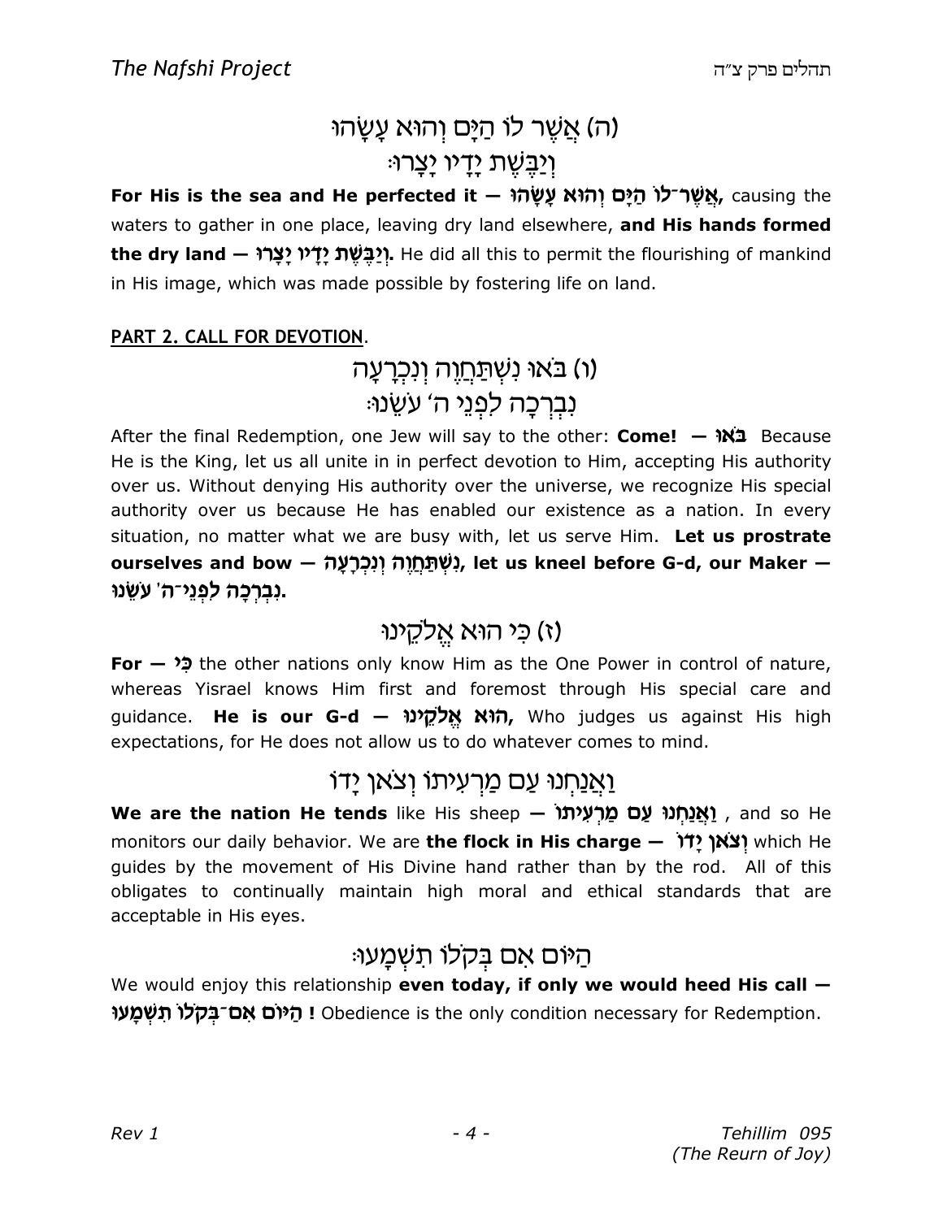# (ה) אֲשֶׁר לוֹ הַיָּם וְהוּא עָשָׂהוּ
# וְיַבֶּשֶׁת יָדָיו יָצָרוּ׃

**For His is the sea and He perfected it — אֲשֶׁר־לוֹ הַיָּם וְהוּא עָשָׂהוּ,** causing the waters to gather in one place, leaving dry land elsewhere, **and His hands formed the dry land — וְיַבֶּשֶׁת יָדָיו יָצָרוּ.** He did all this to permit the flourishing of mankind in His image, which was made possible by fostering life on land.

**PART 2. CALL FOR DEVOTION**.

# (ו) בֹּאוּ נִשְׁתַּחֲוֶה וְנִכְרָעָה
# נִבְרְכָה לִפְנֵי ה׳ עֹשֵׂנוּ׃

After the final Redemption, one Jew will say to the other: **Come! — בֹּאוּ** Because He is the King, let us all unite in in perfect devotion to Him, accepting His authority over us. Without denying His authority over the universe, we recognize His special authority over us because He has enabled our existence as a nation. In every situation, no matter what we are busy with, let us serve Him. **Let us prostrate ourselves and bow — נִשְׁתַּחֲוֶה וְנִכְרָעָה, let us kneel before G-d, our Maker — נִבְרְכָה לִפְנֵי־ה׳ עֹשֵׂנוּ.**

# (ז) כִּי הוּא אֱלֹקֵינוּ

**For — כִּי** the other nations only know Him as the One Power in control of nature, whereas Yisrael knows Him first and foremost through His special care and guidance. **He is our G-d — הוּא אֱלֹקֵינוּ,** Who judges us against His high expectations, for He does not allow us to do whatever comes to mind.

# וַאֲנַחְנוּ עַם מַרְעִיתוֹ וְצֹאן יָדוֹ

**We are the nation He tends** like His sheep **— וַאֲנַחְנוּ עַם מַרְעִיתוֹ** , and so He monitors our daily behavior. We are **the flock in His charge — וְצֹאן יָדוֹ** which He guides by the movement of His Divine hand rather than by the rod. All of this obligates to continually maintain high moral and ethical standards that are acceptable in His eyes.

# הַיּוֹם אִם בְּקֹלוֹ תִשְׁמָעוּ׃

We would enjoy this relationship **even today, if only we would heed His call — הַיּוֹם אִם־בְּקֹלוֹ תִשְׁמָעוּ !** Obedience is the only condition necessary for Redemption.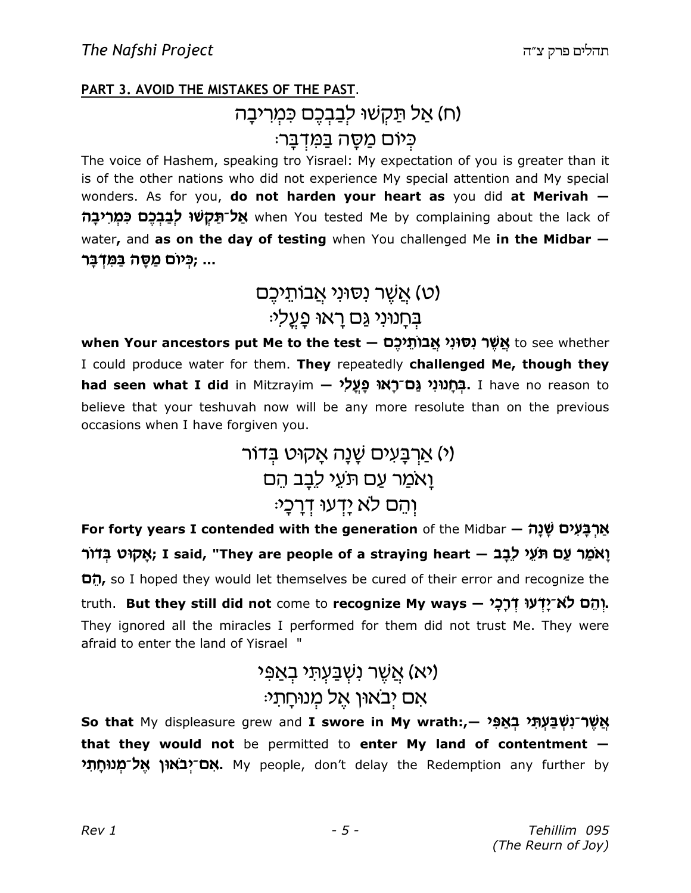**PART 3. AVOID THE MISTAKES OF THE PAST**.

(ח) אַל תַּקְשׁוּ לְבַבְכֶם כִּמְרִיבָה
כְּיוֹם מַסָּה בַּמִּדְבָּר׃

The voice of Hashem, speaking tro Yisrael: My expectation of you is greater than it is of the other nations who did not experience My special attention and My special wonders. As for you, **do not harden your heart as** you did **at Merivah — אַל־תַּקְשׁוּ לְבַבְכֶם כִּמְרִיבָה** when You tested Me by complaining about the lack of water**,** and **as on the day of testing** when You challenged Me **in the Midbar — כְּיוֹם מַסָּה בַּמִּדְבָּר; ...**

(ט) אֲשֶׁר נִסּוּנִי אֲבוֹתֵיכֶם
בְּחָנוּנִי גַּם רָאוּ פָעֳלִי׃

**when Your ancestors put Me to the test — אֲשֶׁר נִסּוּנִי אֲבוֹתֵיכֶם** to see whether I could produce water for them. **They** repeatedly **challenged Me, though they had seen what I did** in Mitzrayim **— בְּחָנוּנִי גַּם־רָאוּ פָעֳלִי.** I have no reason to believe that your teshuvah now will be any more resolute than on the previous occasions when I have forgiven you.

(י) אַרְבָּעִים שָׁנָה אָקוּט בְּדוֹר
וָאֹמַר עַם תֹּעֵי לֵבָב הֵם
וְהֵם לֹא יָדְעוּ דְרָכָי׃

**For forty years I contended with the generation** of the Midbar **— אַרְבָּעִים שָׁנָה אָקוּט בְּדוֹר; I said, "They are people of a straying heart — וָאֹמַר עַם תֹּעֵי לֵבָב הֵם,** so I hoped they would let themselves be cured of their error and recognize the truth. **But they still did not** come to **recognize My ways — וְהֵם לֹא־יָדְעוּ דְרָכָי.** They ignored all the miracles I performed for them did not trust Me. They were afraid to enter the land of Yisrael "

(יא) אֲשֶׁר נִשְׁבַּעְתִּי בְאַפִּי
אִם יְבֹאוּן אֶל מְנוּחָתִי׃

**So that** My displeasure grew and **I swore in My wrath:,— אֲשֶׁר־נִשְׁבַּעְתִּי בְאַפִּי that they would not** be permitted to **enter My land of contentment — אִם־יְבֹאוּן אֶל־מְנוּחָתִי.** My people, don't delay the Redemption any further by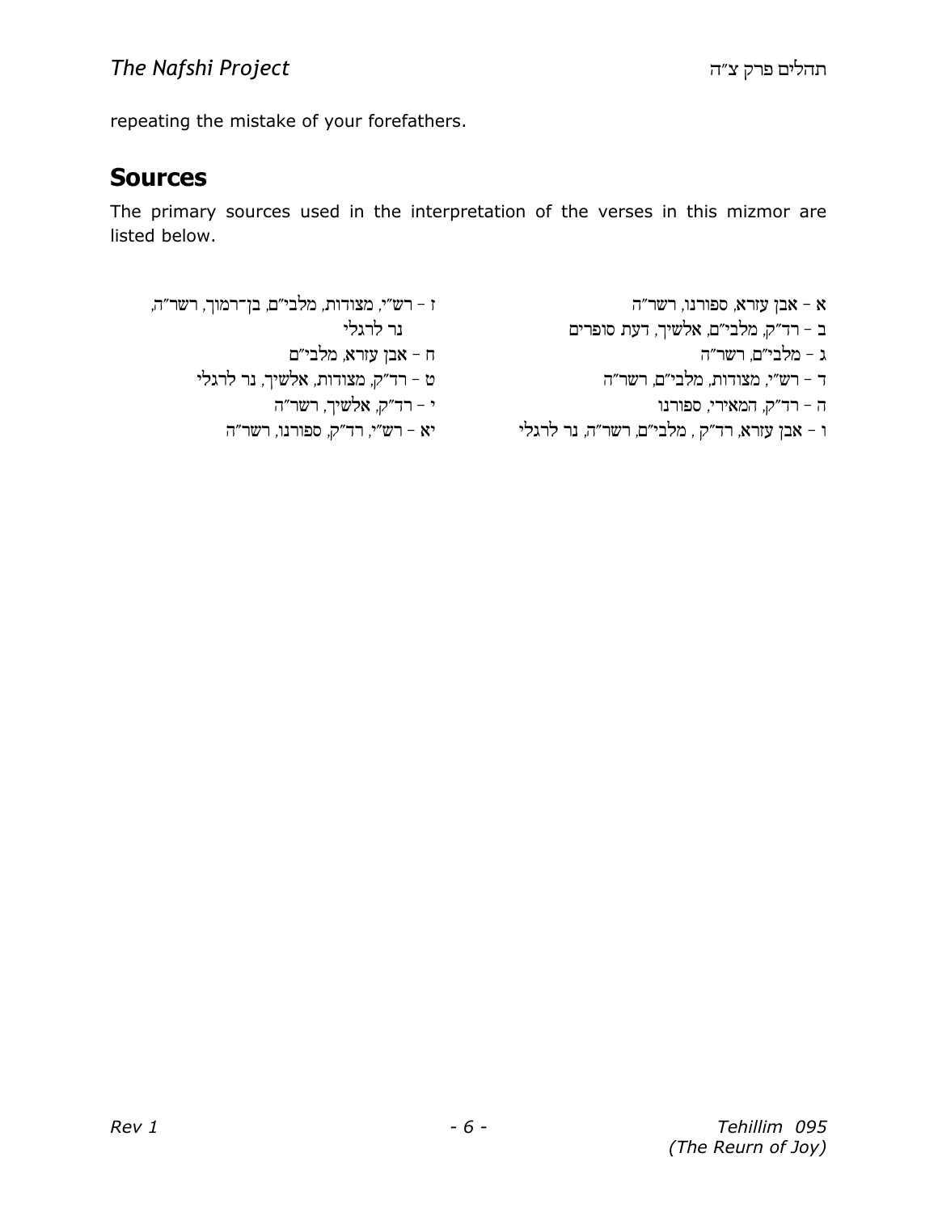repeating the mistake of your forefathers.

## Sources

The primary sources used in the interpretation of the verses in this mizmor are listed below.

א – אבן עזרא, ספורנו, רשר״ה
ב – רד״ק, מלבי״ם, אלשיך, דעת סופרים
ג – מלבי״ם, רשר״ה
ד – רש״י, מצודות, מלבי״ם, רשר״ה
ה – רד״ק, המאירי, ספורנו
ו – אבן עזרא, רד״ק , מלבי״ם, רשר״ה, נר לרגלי
ז – רש״י, מצודות, מלבי״ם, בן־רמוך, רשר״ה, נר לרגלי
ח – אבן עזרא, מלבי״ם
ט – רד״ק, מצודות, אלשיך, נר לרגלי
י – רד״ק, אלשיך, רשר״ה
יא – רש״י, רד״ק, ספורנו, רשר״ה